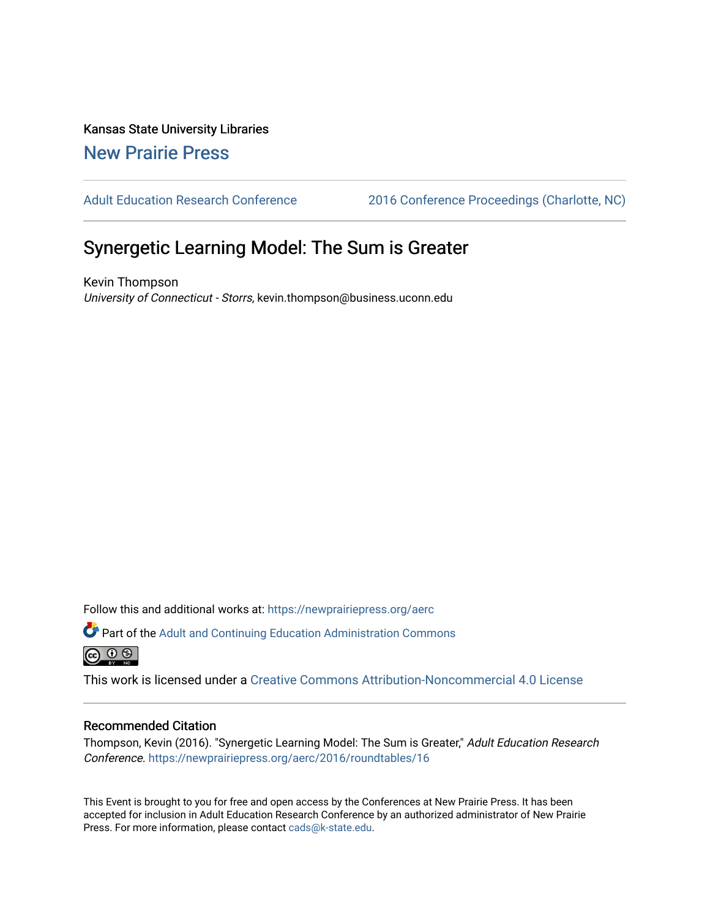Kansas State University Libraries

New Prairie Press

Adult Education Research Conference | 2016 Conference Proceedings (Charlotte, NC)

# Synergetic Learning Model: The Sum is Greater

Kevin Thompson
*University of Connecticut - Storrs*, kevin.thompson@business.uconn.edu

Follow this and additional works at: https://newprairiepress.org/aerc

Part of the Adult and Continuing Education Administration Commons

This work is licensed under a Creative Commons Attribution-Noncommercial 4.0 License

## Recommended Citation

Thompson, Kevin (2016). "Synergetic Learning Model: The Sum is Greater," *Adult Education Research Conference*. https://newprairiepress.org/aerc/2016/roundtables/16

This Event is brought to you for free and open access by the Conferences at New Prairie Press. It has been accepted for inclusion in Adult Education Research Conference by an authorized administrator of New Prairie Press. For more information, please contact cads@k-state.edu.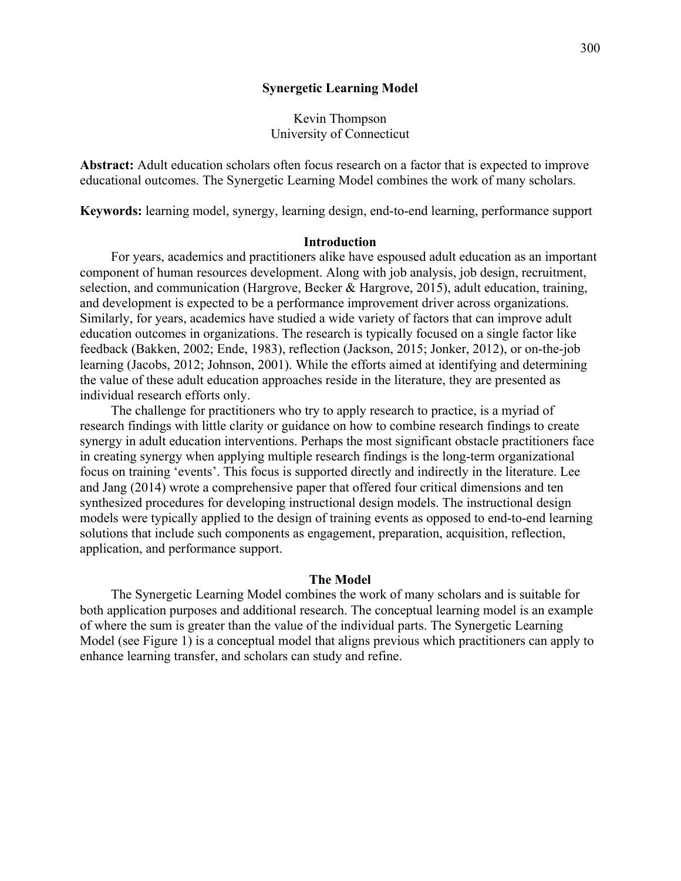## Synergetic Learning Model

Kevin Thompson
University of Connecticut

**Abstract:** Adult education scholars often focus research on a factor that is expected to improve educational outcomes. The Synergetic Learning Model combines the work of many scholars.

**Keywords:** learning model, synergy, learning design, end-to-end learning, performance support

### Introduction

For years, academics and practitioners alike have espoused adult education as an important component of human resources development. Along with job analysis, job design, recruitment, selection, and communication (Hargrove, Becker & Hargrove, 2015), adult education, training, and development is expected to be a performance improvement driver across organizations. Similarly, for years, academics have studied a wide variety of factors that can improve adult education outcomes in organizations. The research is typically focused on a single factor like feedback (Bakken, 2002; Ende, 1983), reflection (Jackson, 2015; Jonker, 2012), or on-the-job learning (Jacobs, 2012; Johnson, 2001). While the efforts aimed at identifying and determining the value of these adult education approaches reside in the literature, they are presented as individual research efforts only.

The challenge for practitioners who try to apply research to practice, is a myriad of research findings with little clarity or guidance on how to combine research findings to create synergy in adult education interventions. Perhaps the most significant obstacle practitioners face in creating synergy when applying multiple research findings is the long-term organizational focus on training 'events'. This focus is supported directly and indirectly in the literature. Lee and Jang (2014) wrote a comprehensive paper that offered four critical dimensions and ten synthesized procedures for developing instructional design models. The instructional design models were typically applied to the design of training events as opposed to end-to-end learning solutions that include such components as engagement, preparation, acquisition, reflection, application, and performance support.

### The Model

The Synergetic Learning Model combines the work of many scholars and is suitable for both application purposes and additional research. The conceptual learning model is an example of where the sum is greater than the value of the individual parts. The Synergetic Learning Model (see Figure 1) is a conceptual model that aligns previous which practitioners can apply to enhance learning transfer, and scholars can study and refine.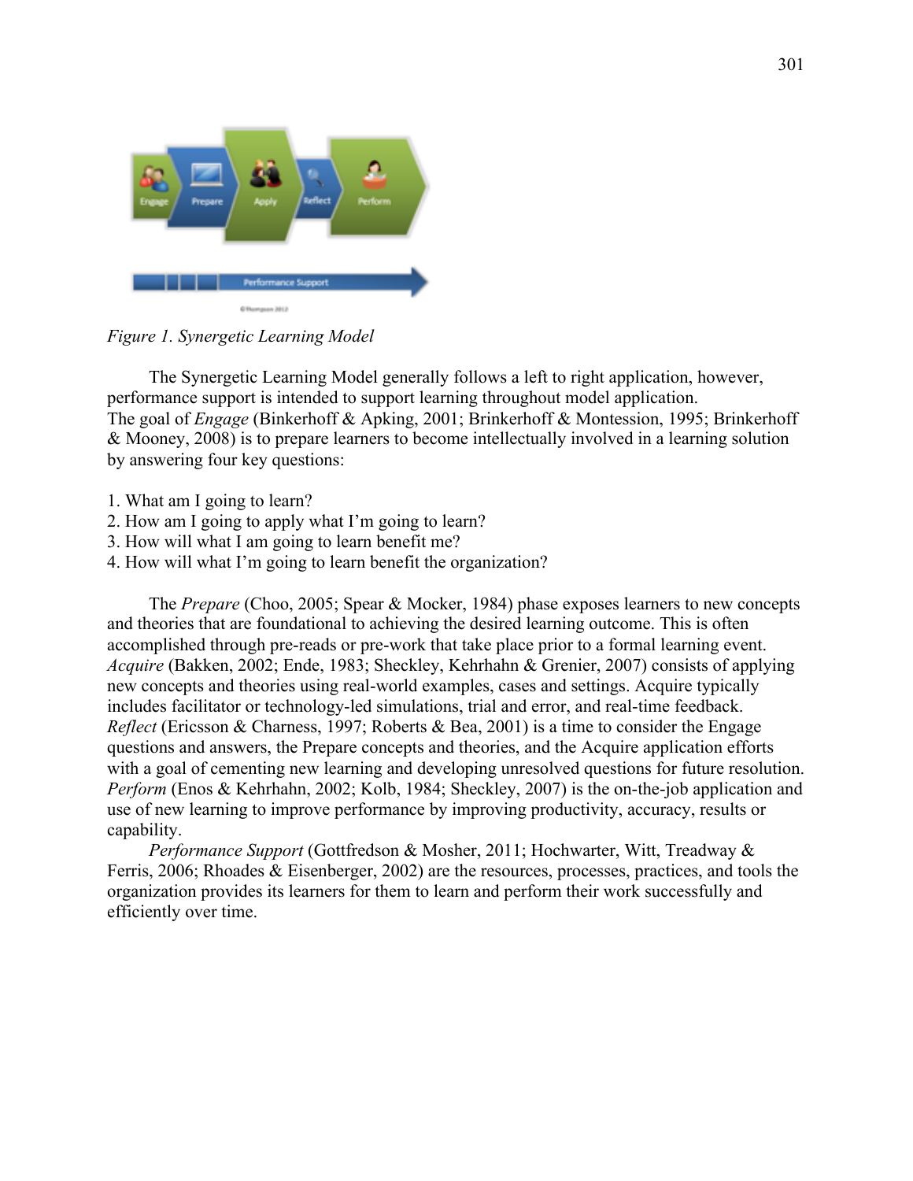Engage

Prepare

Apply

Reflect

Perform

Performance Support

©Thompson 2012

*Figure 1. Synergetic Learning Model*

The Synergetic Learning Model generally follows a left to right application, however, performance support is intended to support learning throughout model application. The goal of *Engage* (Binkerhoff & Apking, 2001; Brinkerhoff & Montession, 1995; Brinkerhoff & Mooney, 2008) is to prepare learners to become intellectually involved in a learning solution by answering four key questions:

1. What am I going to learn?
2. How am I going to apply what I'm going to learn?
3. How will what I am going to learn benefit me?
4. How will what I'm going to learn benefit the organization?

The *Prepare* (Choo, 2005; Spear & Mocker, 1984) phase exposes learners to new concepts and theories that are foundational to achieving the desired learning outcome. This is often accomplished through pre-reads or pre-work that take place prior to a formal learning event. *Acquire* (Bakken, 2002; Ende, 1983; Sheckley, Kehrhahn & Grenier, 2007) consists of applying new concepts and theories using real-world examples, cases and settings. Acquire typically includes facilitator or technology-led simulations, trial and error, and real-time feedback. *Reflect* (Ericsson & Charness, 1997; Roberts & Bea, 2001) is a time to consider the Engage questions and answers, the Prepare concepts and theories, and the Acquire application efforts with a goal of cementing new learning and developing unresolved questions for future resolution. *Perform* (Enos & Kehrhahn, 2002; Kolb, 1984; Sheckley, 2007) is the on-the-job application and use of new learning to improve performance by improving productivity, accuracy, results or capability.

*Performance Support* (Gottfredson & Mosher, 2011; Hochwarter, Witt, Treadway & Ferris, 2006; Rhoades & Eisenberger, 2002) are the resources, processes, practices, and tools the organization provides its learners for them to learn and perform their work successfully and efficiently over time.